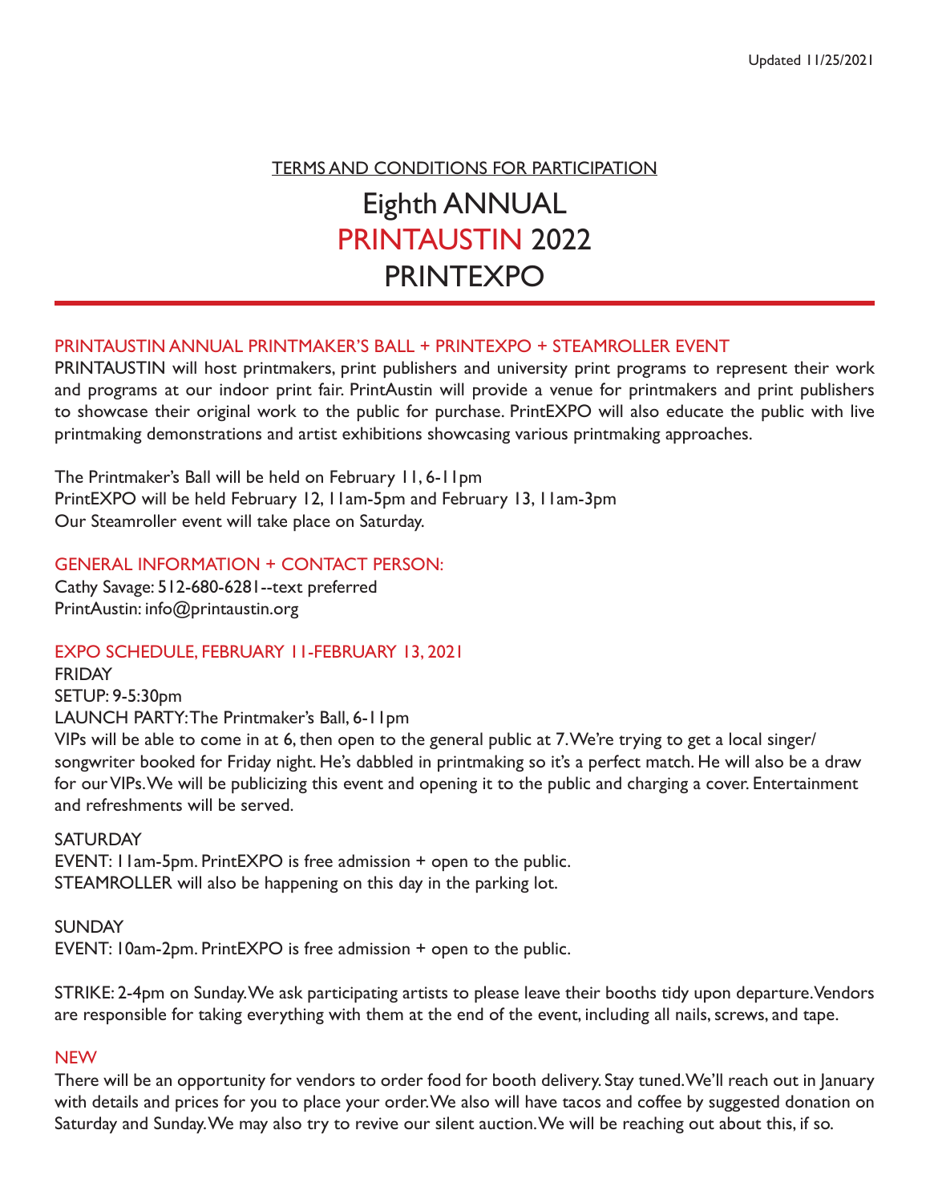Updated 11/25/2021

TERMS AND CONDITIONS FOR PARTICIPATION

# Eighth ANNUAL
# PRINTAUSTIN 2022
# PRINTEXPO

## PRINTAUSTIN ANNUAL PRINTMAKER'S BALL + PRINTEXPO + STEAMROLLER EVENT

PRINTAUSTIN will host printmakers, print publishers and university print programs to represent their work and programs at our indoor print fair. PrintAustin will provide a venue for printmakers and print publishers to showcase their original work to the public for purchase. PrintEXPO will also educate the public with live printmaking demonstrations and artist exhibitions showcasing various printmaking approaches.

The Printmaker's Ball will be held on February 11, 6-11pm
PrintEXPO will be held February 12, 11am-5pm and February 13, 11am-3pm
Our Steamroller event will take place on Saturday.

## GENERAL INFORMATION + CONTACT PERSON:

Cathy Savage: 512-680-6281--text preferred
PrintAustin: info@printaustin.org

## EXPO SCHEDULE, FEBRUARY 11-FEBRUARY 13, 2021

FRIDAY
SETUP: 9-5:30pm
LAUNCH PARTY: The Printmaker's Ball, 6-11pm
VIPs will be able to come in at 6, then open to the general public at 7. We're trying to get a local singer/songwriter booked for Friday night. He's dabbled in printmaking so it's a perfect match. He will also be a draw for our VIPs. We will be publicizing this event and opening it to the public and charging a cover. Entertainment and refreshments will be served.

SATURDAY
EVENT: 11am-5pm. PrintEXPO is free admission + open to the public.
STEAMROLLER will also be happening on this day in the parking lot.

SUNDAY
EVENT: 10am-2pm. PrintEXPO is free admission + open to the public.

STRIKE: 2-4pm on Sunday. We ask participating artists to please leave their booths tidy upon departure. Vendors are responsible for taking everything with them at the end of the event, including all nails, screws, and tape.

## NEW

There will be an opportunity for vendors to order food for booth delivery. Stay tuned. We'll reach out in January with details and prices for you to place your order. We also will have tacos and coffee by suggested donation on Saturday and Sunday. We may also try to revive our silent auction. We will be reaching out about this, if so.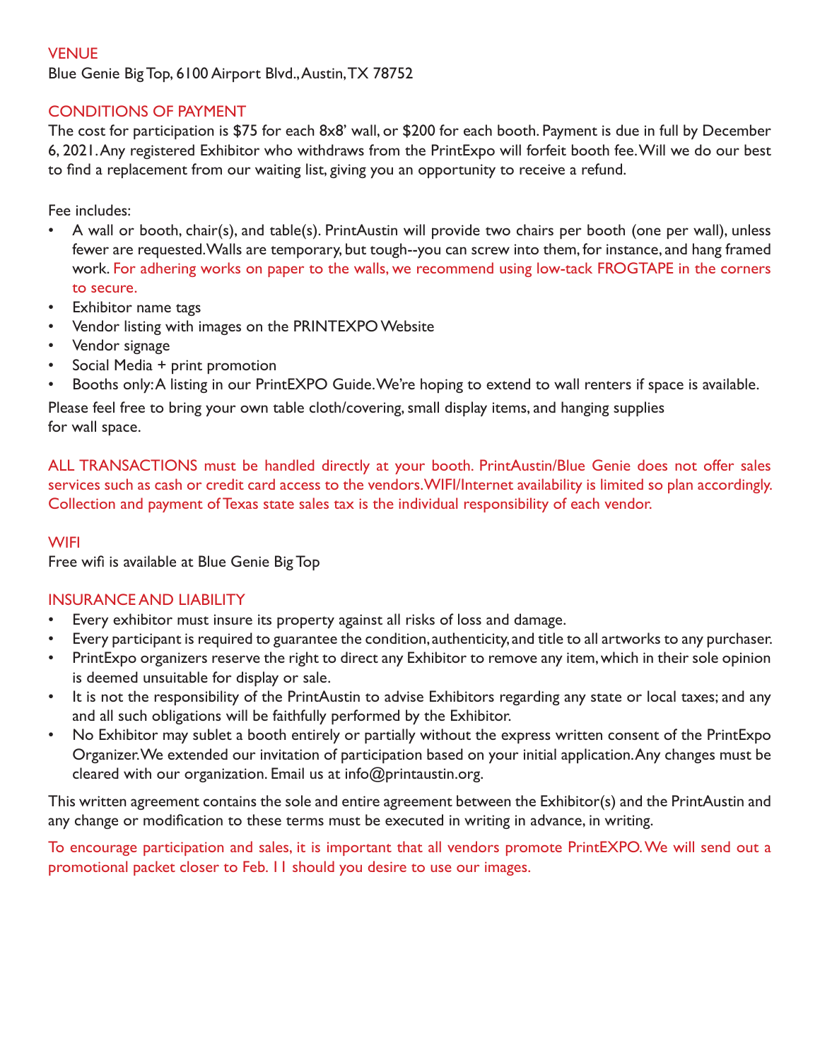## VENUE

Blue Genie Big Top, 6100 Airport Blvd., Austin, TX 78752

## CONDITIONS OF PAYMENT

The cost for participation is $75 for each 8x8' wall, or $200 for each booth. Payment is due in full by December 6, 2021. Any registered Exhibitor who withdraws from the PrintExpo will forfeit booth fee. Will we do our best to find a replacement from our waiting list, giving you an opportunity to receive a refund.

Fee includes:

- A wall or booth, chair(s), and table(s). PrintAustin will provide two chairs per booth (one per wall), unless fewer are requested. Walls are temporary, but tough--you can screw into them, for instance, and hang framed work. For adhering works on paper to the walls, we recommend using low-tack FROGTAPE in the corners to secure.
- Exhibitor name tags
- Vendor listing with images on the PRINTEXPO Website
- Vendor signage
- Social Media + print promotion
- Booths only: A listing in our PrintEXPO Guide. We're hoping to extend to wall renters if space is available.

Please feel free to bring your own table cloth/covering, small display items, and hanging supplies for wall space.

ALL TRANSACTIONS must be handled directly at your booth. PrintAustin/Blue Genie does not offer sales services such as cash or credit card access to the vendors. WIFI/Internet availability is limited so plan accordingly. Collection and payment of Texas state sales tax is the individual responsibility of each vendor.

## WIFI

Free wifi is available at Blue Genie Big Top

## INSURANCE AND LIABILITY

- Every exhibitor must insure its property against all risks of loss and damage.
- Every participant is required to guarantee the condition, authenticity, and title to all artworks to any purchaser.
- PrintExpo organizers reserve the right to direct any Exhibitor to remove any item, which in their sole opinion is deemed unsuitable for display or sale.
- It is not the responsibility of the PrintAustin to advise Exhibitors regarding any state or local taxes; and any and all such obligations will be faithfully performed by the Exhibitor.
- No Exhibitor may sublet a booth entirely or partially without the express written consent of the PrintExpo Organizer. We extended our invitation of participation based on your initial application. Any changes must be cleared with our organization. Email us at info@printaustin.org.

This written agreement contains the sole and entire agreement between the Exhibitor(s) and the PrintAustin and any change or modification to these terms must be executed in writing in advance, in writing.

To encourage participation and sales, it is important that all vendors promote PrintEXPO. We will send out a promotional packet closer to Feb. 11 should you desire to use our images.